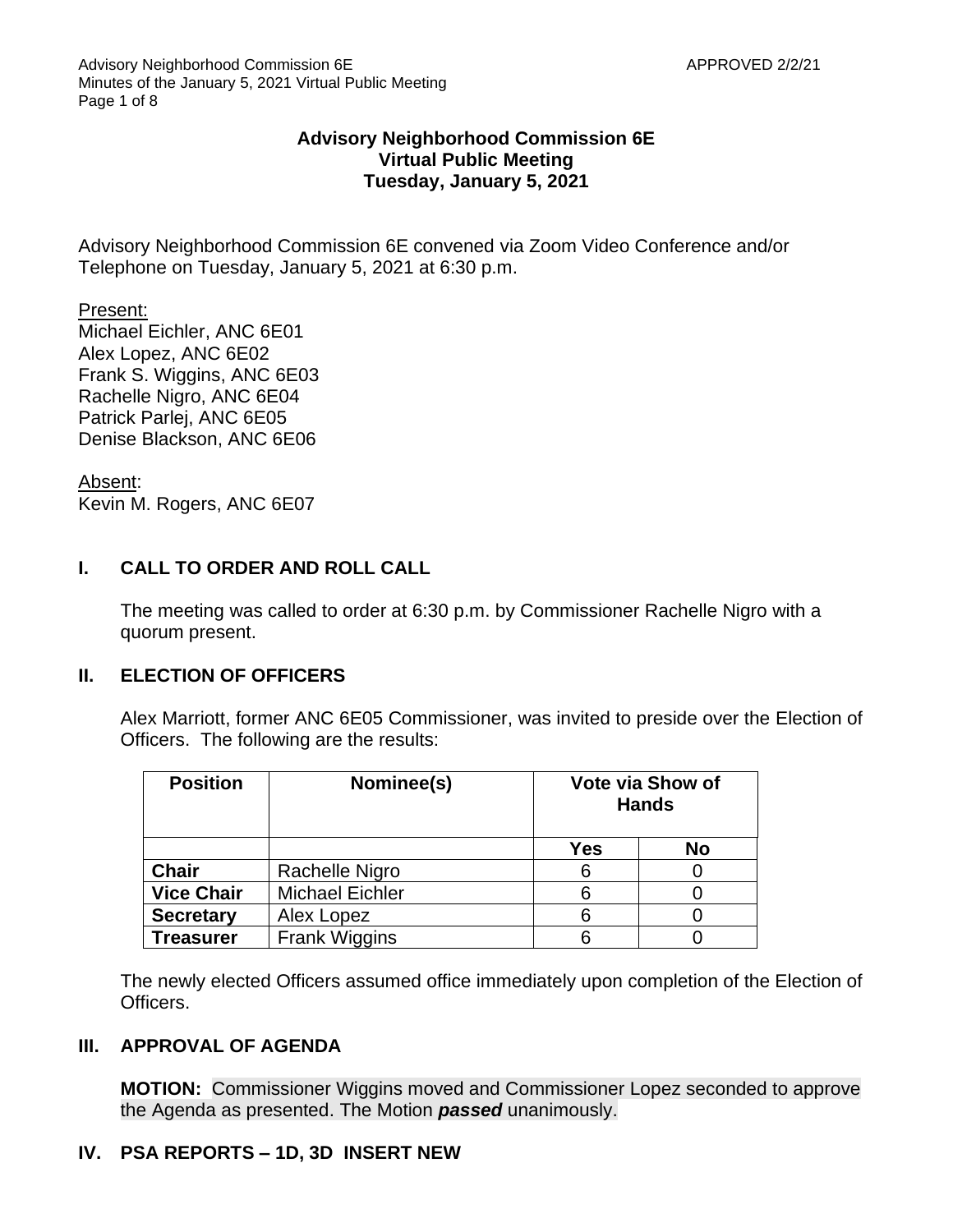**Advisory Neighborhood Commission 6E**
**Virtual Public Meeting**
**Tuesday, January 5, 2021**

Advisory Neighborhood Commission 6E convened via Zoom Video Conference and/or Telephone on Tuesday, January 5, 2021 at 6:30 p.m.

Present:
Michael Eichler, ANC 6E01
Alex Lopez, ANC 6E02
Frank S. Wiggins, ANC 6E03
Rachelle Nigro, ANC 6E04
Patrick Parlej, ANC 6E05
Denise Blackson, ANC 6E06

Absent:
Kevin M. Rogers, ANC 6E07

## I. CALL TO ORDER AND ROLL CALL

The meeting was called to order at 6:30 p.m. by Commissioner Rachelle Nigro with a quorum present.

## II. ELECTION OF OFFICERS

Alex Marriott, former ANC 6E05 Commissioner, was invited to preside over the Election of Officers. The following are the results:

| Position | Nominee(s) | Vote via Show of Hands | |
|---|---|---|---|
| | | Yes | No |
| **Chair** | Rachelle Nigro | 6 | 0 |
| **Vice Chair** | Michael Eichler | 6 | 0 |
| **Secretary** | Alex Lopez | 6 | 0 |
| **Treasurer** | Frank Wiggins | 6 | 0 |

The newly elected Officers assumed office immediately upon completion of the Election of Officers.

## III. APPROVAL OF AGENDA

**MOTION:** Commissioner Wiggins moved and Commissioner Lopez seconded to approve the Agenda as presented. The Motion ***passed*** unanimously.

## IV. PSA REPORTS – 1D, 3D INSERT NEW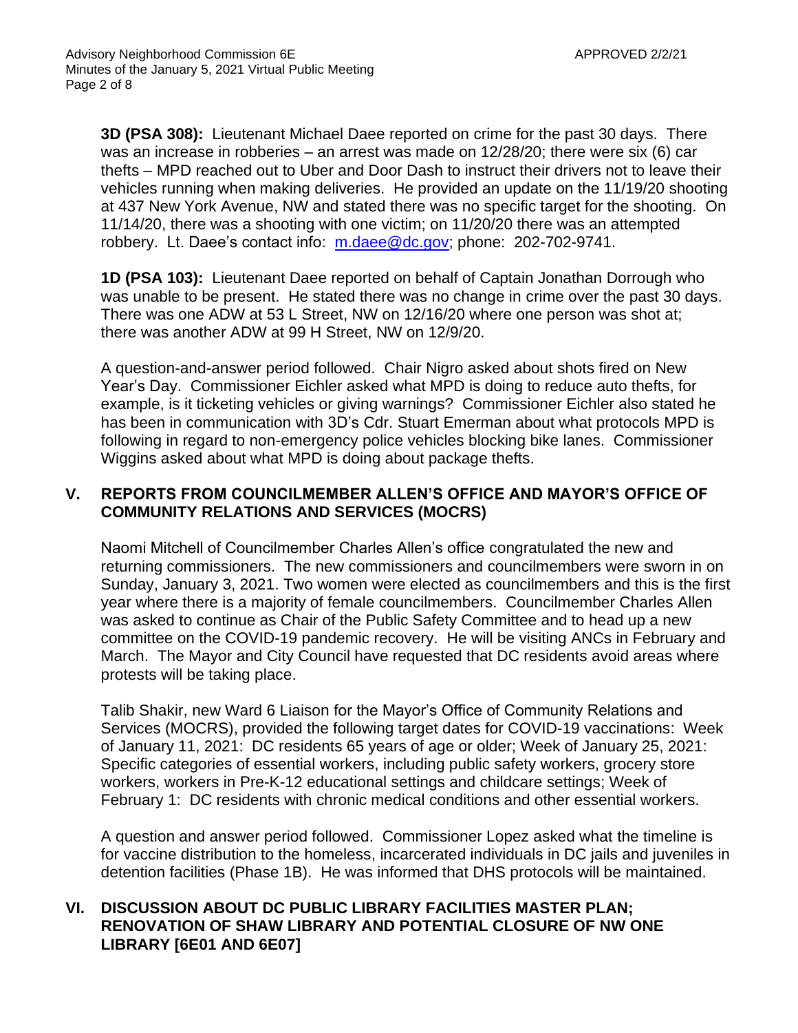**3D (PSA 308):** Lieutenant Michael Daee reported on crime for the past 30 days. There was an increase in robberies – an arrest was made on 12/28/20; there were six (6) car thefts – MPD reached out to Uber and Door Dash to instruct their drivers not to leave their vehicles running when making deliveries. He provided an update on the 11/19/20 shooting at 437 New York Avenue, NW and stated there was no specific target for the shooting. On 11/14/20, there was a shooting with one victim; on 11/20/20 there was an attempted robbery. Lt. Daee's contact info: m.daee@dc.gov; phone: 202-702-9741.

**1D (PSA 103):** Lieutenant Daee reported on behalf of Captain Jonathan Dorrough who was unable to be present. He stated there was no change in crime over the past 30 days. There was one ADW at 53 L Street, NW on 12/16/20 where one person was shot at; there was another ADW at 99 H Street, NW on 12/9/20.

A question-and-answer period followed. Chair Nigro asked about shots fired on New Year's Day. Commissioner Eichler asked what MPD is doing to reduce auto thefts, for example, is it ticketing vehicles or giving warnings? Commissioner Eichler also stated he has been in communication with 3D's Cdr. Stuart Emerman about what protocols MPD is following in regard to non-emergency police vehicles blocking bike lanes. Commissioner Wiggins asked about what MPD is doing about package thefts.

## V. REPORTS FROM COUNCILMEMBER ALLEN'S OFFICE AND MAYOR'S OFFICE OF COMMUNITY RELATIONS AND SERVICES (MOCRS)

Naomi Mitchell of Councilmember Charles Allen's office congratulated the new and returning commissioners. The new commissioners and councilmembers were sworn in on Sunday, January 3, 2021. Two women were elected as councilmembers and this is the first year where there is a majority of female councilmembers. Councilmember Charles Allen was asked to continue as Chair of the Public Safety Committee and to head up a new committee on the COVID-19 pandemic recovery. He will be visiting ANCs in February and March. The Mayor and City Council have requested that DC residents avoid areas where protests will be taking place.

Talib Shakir, new Ward 6 Liaison for the Mayor's Office of Community Relations and Services (MOCRS), provided the following target dates for COVID-19 vaccinations: Week of January 11, 2021: DC residents 65 years of age or older; Week of January 25, 2021: Specific categories of essential workers, including public safety workers, grocery store workers, workers in Pre-K-12 educational settings and childcare settings; Week of February 1: DC residents with chronic medical conditions and other essential workers.

A question and answer period followed. Commissioner Lopez asked what the timeline is for vaccine distribution to the homeless, incarcerated individuals in DC jails and juveniles in detention facilities (Phase 1B). He was informed that DHS protocols will be maintained.

## VI. DISCUSSION ABOUT DC PUBLIC LIBRARY FACILITIES MASTER PLAN; RENOVATION OF SHAW LIBRARY AND POTENTIAL CLOSURE OF NW ONE LIBRARY [6E01 AND 6E07]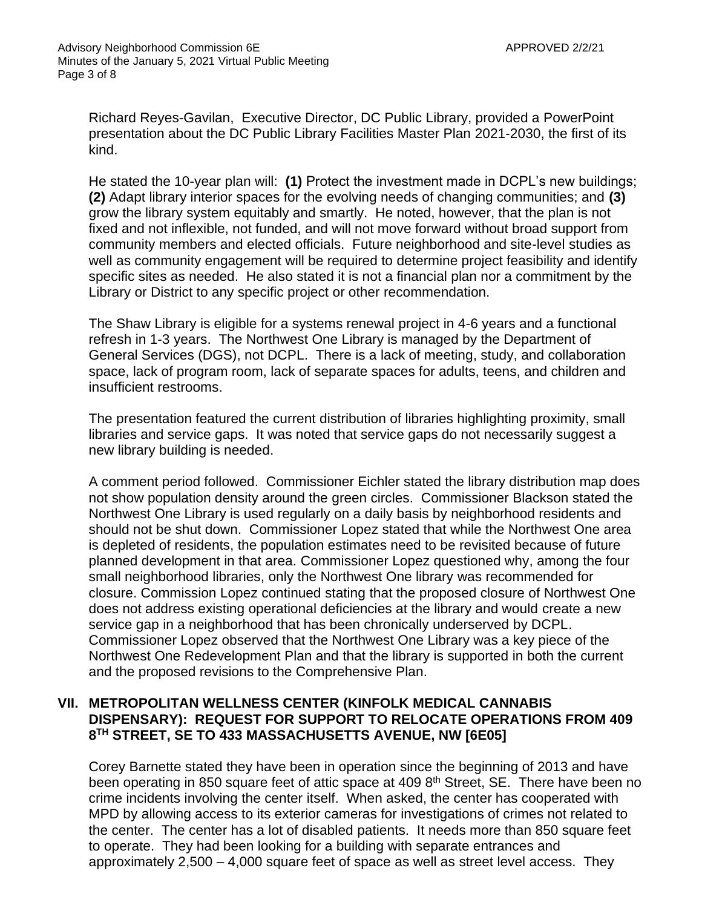Richard Reyes-Gavilan, Executive Director, DC Public Library, provided a PowerPoint presentation about the DC Public Library Facilities Master Plan 2021-2030, the first of its kind.

He stated the 10-year plan will: **(1)** Protect the investment made in DCPL's new buildings; **(2)** Adapt library interior spaces for the evolving needs of changing communities; and **(3)** grow the library system equitably and smartly. He noted, however, that the plan is not fixed and not inflexible, not funded, and will not move forward without broad support from community members and elected officials. Future neighborhood and site-level studies as well as community engagement will be required to determine project feasibility and identify specific sites as needed. He also stated it is not a financial plan nor a commitment by the Library or District to any specific project or other recommendation.

The Shaw Library is eligible for a systems renewal project in 4-6 years and a functional refresh in 1-3 years. The Northwest One Library is managed by the Department of General Services (DGS), not DCPL. There is a lack of meeting, study, and collaboration space, lack of program room, lack of separate spaces for adults, teens, and children and insufficient restrooms.

The presentation featured the current distribution of libraries highlighting proximity, small libraries and service gaps. It was noted that service gaps do not necessarily suggest a new library building is needed.

A comment period followed. Commissioner Eichler stated the library distribution map does not show population density around the green circles. Commissioner Blackson stated the Northwest One Library is used regularly on a daily basis by neighborhood residents and should not be shut down. Commissioner Lopez stated that while the Northwest One area is depleted of residents, the population estimates need to be revisited because of future planned development in that area. Commissioner Lopez questioned why, among the four small neighborhood libraries, only the Northwest One library was recommended for closure. Commission Lopez continued stating that the proposed closure of Northwest One does not address existing operational deficiencies at the library and would create a new service gap in a neighborhood that has been chronically underserved by DCPL. Commissioner Lopez observed that the Northwest One Library was a key piece of the Northwest One Redevelopment Plan and that the library is supported in both the current and the proposed revisions to the Comprehensive Plan.

## VII. METROPOLITAN WELLNESS CENTER (KINFOLK MEDICAL CANNABIS DISPENSARY): REQUEST FOR SUPPORT TO RELOCATE OPERATIONS FROM 409 8TH STREET, SE TO 433 MASSACHUSETTS AVENUE, NW [6E05]

Corey Barnette stated they have been in operation since the beginning of 2013 and have been operating in 850 square feet of attic space at 409 8th Street, SE. There have been no crime incidents involving the center itself. When asked, the center has cooperated with MPD by allowing access to its exterior cameras for investigations of crimes not related to the center. The center has a lot of disabled patients. It needs more than 850 square feet to operate. They had been looking for a building with separate entrances and approximately 2,500 – 4,000 square feet of space as well as street level access. They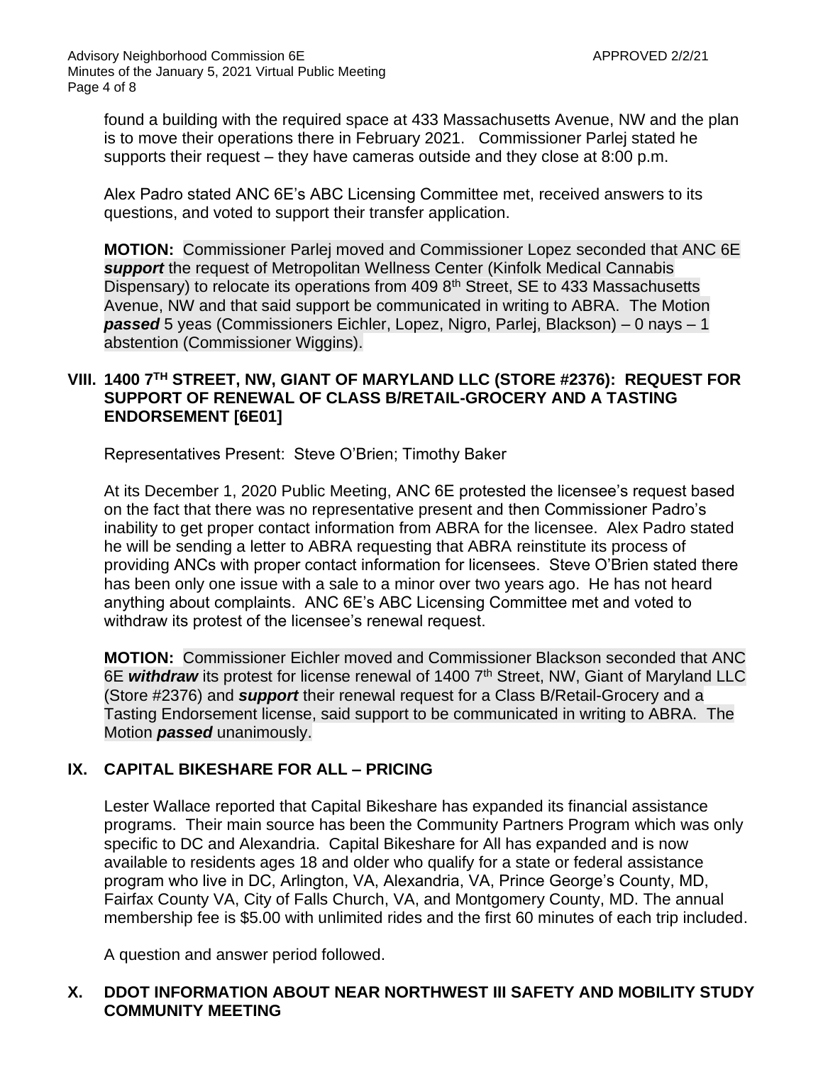found a building with the required space at 433 Massachusetts Avenue, NW and the plan is to move their operations there in February 2021. Commissioner Parlej stated he supports their request – they have cameras outside and they close at 8:00 p.m.

Alex Padro stated ANC 6E's ABC Licensing Committee met, received answers to its questions, and voted to support their transfer application.

**MOTION:** Commissioner Parlej moved and Commissioner Lopez seconded that ANC 6E ***support*** the request of Metropolitan Wellness Center (Kinfolk Medical Cannabis Dispensary) to relocate its operations from 409 8th Street, SE to 433 Massachusetts Avenue, NW and that said support be communicated in writing to ABRA. The Motion ***passed*** 5 yeas (Commissioners Eichler, Lopez, Nigro, Parlej, Blackson) – 0 nays – 1 abstention (Commissioner Wiggins).

## VIII. 1400 7TH STREET, NW, GIANT OF MARYLAND LLC (STORE #2376): REQUEST FOR SUPPORT OF RENEWAL OF CLASS B/RETAIL-GROCERY AND A TASTING ENDORSEMENT [6E01]

Representatives Present: Steve O'Brien; Timothy Baker

At its December 1, 2020 Public Meeting, ANC 6E protested the licensee's request based on the fact that there was no representative present and then Commissioner Padro's inability to get proper contact information from ABRA for the licensee. Alex Padro stated he will be sending a letter to ABRA requesting that ABRA reinstitute its process of providing ANCs with proper contact information for licensees. Steve O'Brien stated there has been only one issue with a sale to a minor over two years ago. He has not heard anything about complaints. ANC 6E's ABC Licensing Committee met and voted to withdraw its protest of the licensee's renewal request.

**MOTION:** Commissioner Eichler moved and Commissioner Blackson seconded that ANC 6E ***withdraw*** its protest for license renewal of 1400 7th Street, NW, Giant of Maryland LLC (Store #2376) and ***support*** their renewal request for a Class B/Retail-Grocery and a Tasting Endorsement license, said support to be communicated in writing to ABRA. The Motion ***passed*** unanimously.

## IX. CAPITAL BIKESHARE FOR ALL – PRICING

Lester Wallace reported that Capital Bikeshare has expanded its financial assistance programs. Their main source has been the Community Partners Program which was only specific to DC and Alexandria. Capital Bikeshare for All has expanded and is now available to residents ages 18 and older who qualify for a state or federal assistance program who live in DC, Arlington, VA, Alexandria, VA, Prince George's County, MD, Fairfax County VA, City of Falls Church, VA, and Montgomery County, MD. The annual membership fee is $5.00 with unlimited rides and the first 60 minutes of each trip included.

A question and answer period followed.

## X. DDOT INFORMATION ABOUT NEAR NORTHWEST III SAFETY AND MOBILITY STUDY COMMUNITY MEETING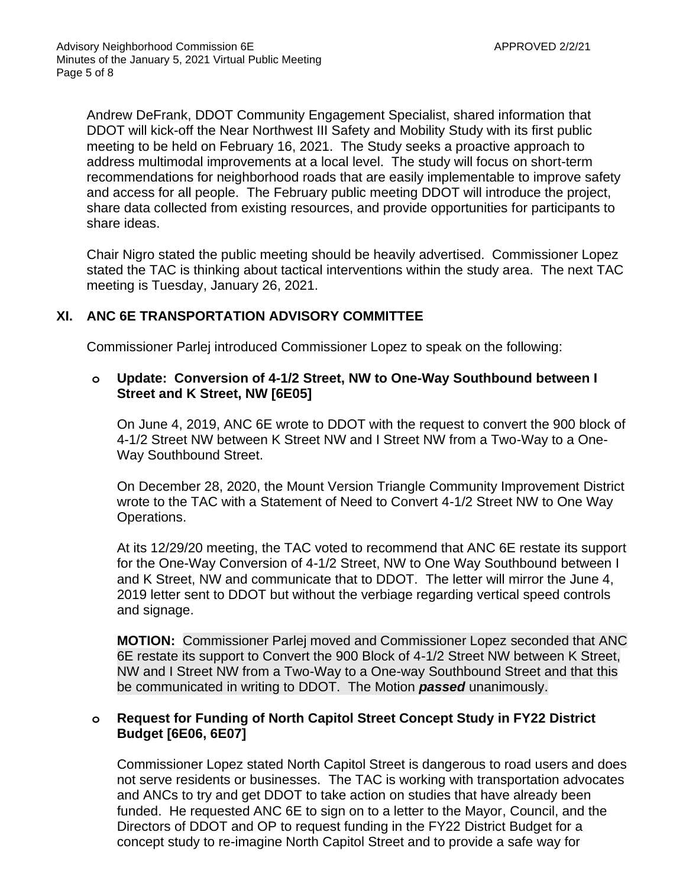Andrew DeFrank, DDOT Community Engagement Specialist, shared information that DDOT will kick-off the Near Northwest III Safety and Mobility Study with its first public meeting to be held on February 16, 2021. The Study seeks a proactive approach to address multimodal improvements at a local level. The study will focus on short-term recommendations for neighborhood roads that are easily implementable to improve safety and access for all people. The February public meeting DDOT will introduce the project, share data collected from existing resources, and provide opportunities for participants to share ideas.

Chair Nigro stated the public meeting should be heavily advertised. Commissioner Lopez stated the TAC is thinking about tactical interventions within the study area. The next TAC meeting is Tuesday, January 26, 2021.

## XI. ANC 6E TRANSPORTATION ADVISORY COMMITTEE

Commissioner Parlej introduced Commissioner Lopez to speak on the following:

- **Update: Conversion of 4-1/2 Street, NW to One-Way Southbound between I Street and K Street, NW [6E05]**

  On June 4, 2019, ANC 6E wrote to DDOT with the request to convert the 900 block of 4-1/2 Street NW between K Street NW and I Street NW from a Two-Way to a One-Way Southbound Street.

  On December 28, 2020, the Mount Version Triangle Community Improvement District wrote to the TAC with a Statement of Need to Convert 4-1/2 Street NW to One Way Operations.

  At its 12/29/20 meeting, the TAC voted to recommend that ANC 6E restate its support for the One-Way Conversion of 4-1/2 Street, NW to One Way Southbound between I and K Street, NW and communicate that to DDOT. The letter will mirror the June 4, 2019 letter sent to DDOT but without the verbiage regarding vertical speed controls and signage.

  **MOTION:** Commissioner Parlej moved and Commissioner Lopez seconded that ANC 6E restate its support to Convert the 900 Block of 4-1/2 Street NW between K Street, NW and I Street NW from a Two-Way to a One-way Southbound Street and that this be communicated in writing to DDOT. The Motion ***passed*** unanimously.

- **Request for Funding of North Capitol Street Concept Study in FY22 District Budget [6E06, 6E07]**

  Commissioner Lopez stated North Capitol Street is dangerous to road users and does not serve residents or businesses. The TAC is working with transportation advocates and ANCs to try and get DDOT to take action on studies that have already been funded. He requested ANC 6E to sign on to a letter to the Mayor, Council, and the Directors of DDOT and OP to request funding in the FY22 District Budget for a concept study to re-imagine North Capitol Street and to provide a safe way for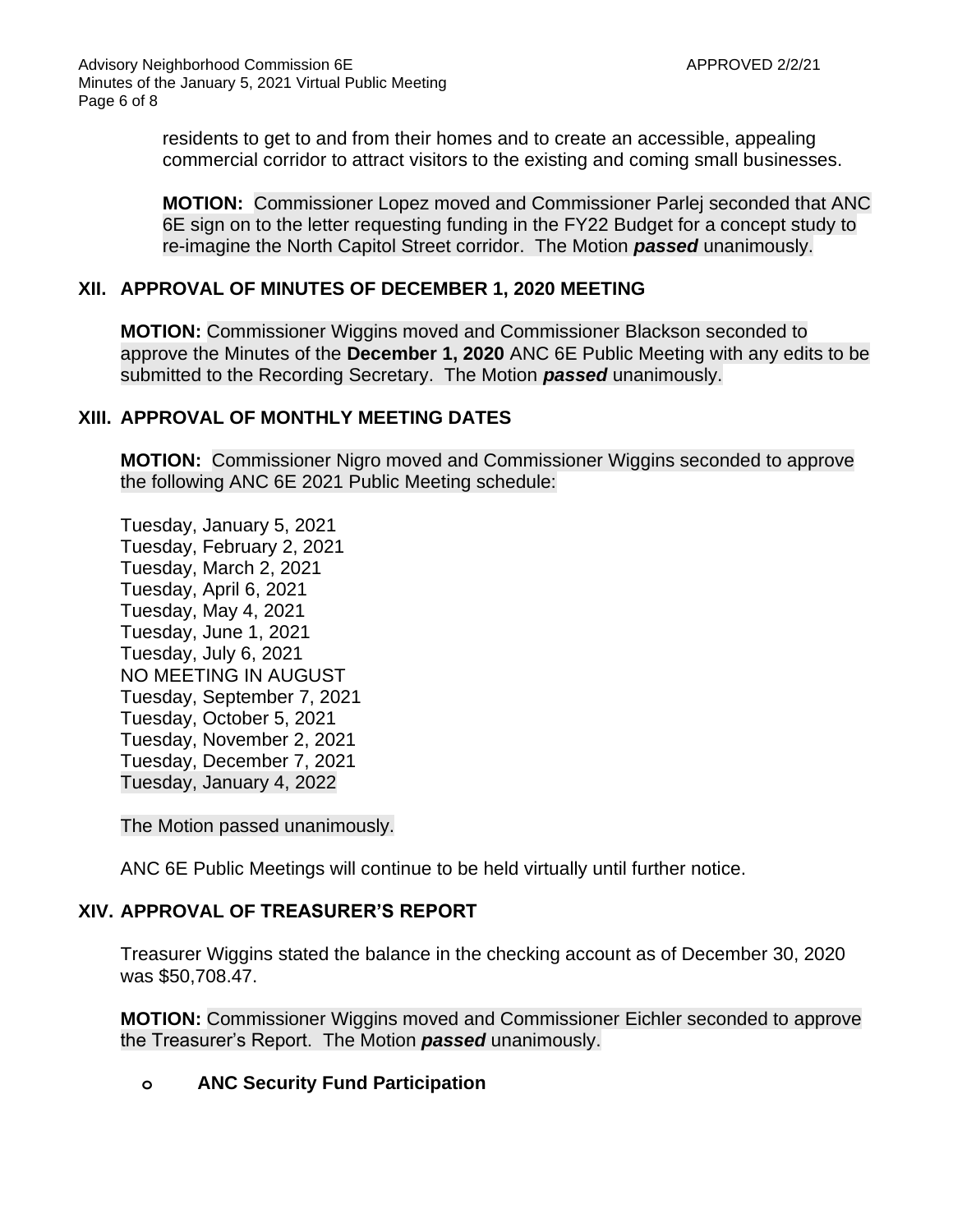residents to get to and from their homes and to create an accessible, appealing commercial corridor to attract visitors to the existing and coming small businesses.

**MOTION:** Commissioner Lopez moved and Commissioner Parlej seconded that ANC 6E sign on to the letter requesting funding in the FY22 Budget for a concept study to re-imagine the North Capitol Street corridor. The Motion ***passed*** unanimously.

## XII. APPROVAL OF MINUTES OF DECEMBER 1, 2020 MEETING

**MOTION:** Commissioner Wiggins moved and Commissioner Blackson seconded to approve the Minutes of the **December 1, 2020** ANC 6E Public Meeting with any edits to be submitted to the Recording Secretary. The Motion ***passed*** unanimously.

## XIII. APPROVAL OF MONTHLY MEETING DATES

**MOTION:** Commissioner Nigro moved and Commissioner Wiggins seconded to approve the following ANC 6E 2021 Public Meeting schedule:

Tuesday, January 5, 2021
Tuesday, February 2, 2021
Tuesday, March 2, 2021
Tuesday, April 6, 2021
Tuesday, May 4, 2021
Tuesday, June 1, 2021
Tuesday, July 6, 2021
NO MEETING IN AUGUST
Tuesday, September 7, 2021
Tuesday, October 5, 2021
Tuesday, November 2, 2021
Tuesday, December 7, 2021
Tuesday, January 4, 2022

The Motion passed unanimously.

ANC 6E Public Meetings will continue to be held virtually until further notice.

## XIV. APPROVAL OF TREASURER'S REPORT

Treasurer Wiggins stated the balance in the checking account as of December 30, 2020 was $50,708.47.

**MOTION:** Commissioner Wiggins moved and Commissioner Eichler seconded to approve the Treasurer's Report. The Motion ***passed*** unanimously.

- **ANC Security Fund Participation**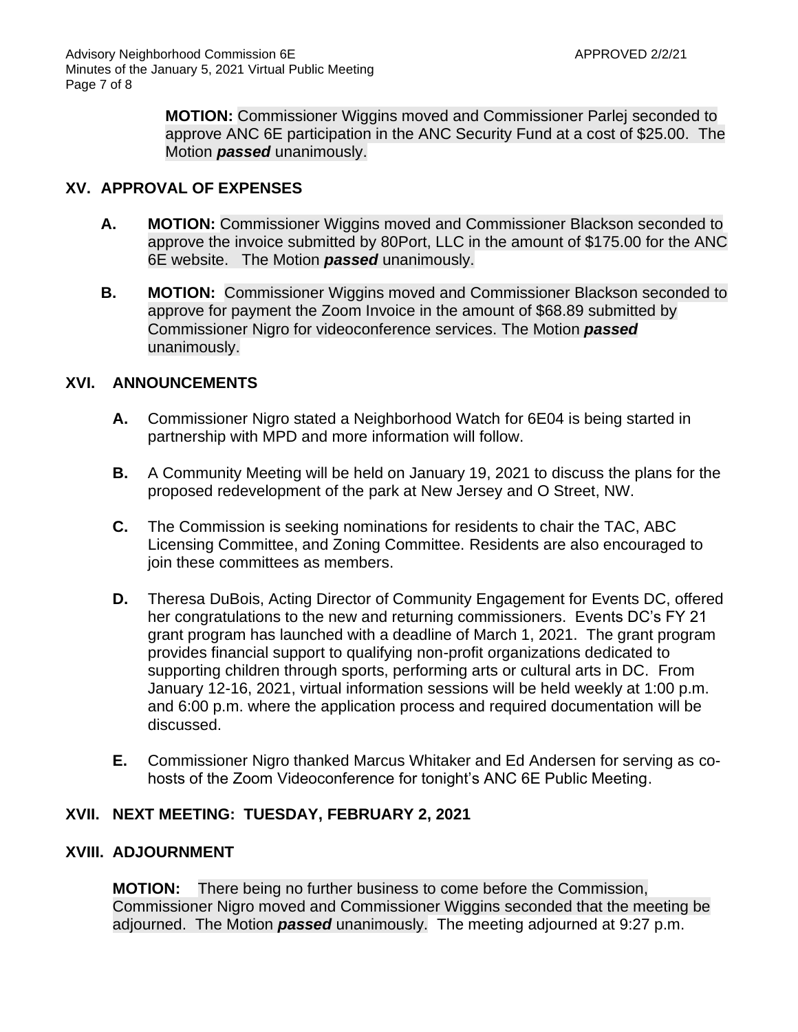**MOTION:** Commissioner Wiggins moved and Commissioner Parlej seconded to approve ANC 6E participation in the ANC Security Fund at a cost of $25.00. The Motion ***passed*** unanimously.

## XV. APPROVAL OF EXPENSES

**A.** **MOTION:** Commissioner Wiggins moved and Commissioner Blackson seconded to approve the invoice submitted by 80Port, LLC in the amount of $175.00 for the ANC 6E website. The Motion ***passed*** unanimously.

**B.** **MOTION:** Commissioner Wiggins moved and Commissioner Blackson seconded to approve for payment the Zoom Invoice in the amount of $68.89 submitted by Commissioner Nigro for videoconference services. The Motion ***passed*** unanimously.

## XVI. ANNOUNCEMENTS

**A.** Commissioner Nigro stated a Neighborhood Watch for 6E04 is being started in partnership with MPD and more information will follow.

**B.** A Community Meeting will be held on January 19, 2021 to discuss the plans for the proposed redevelopment of the park at New Jersey and O Street, NW.

**C.** The Commission is seeking nominations for residents to chair the TAC, ABC Licensing Committee, and Zoning Committee. Residents are also encouraged to join these committees as members.

**D.** Theresa DuBois, Acting Director of Community Engagement for Events DC, offered her congratulations to the new and returning commissioners. Events DC's FY 21 grant program has launched with a deadline of March 1, 2021. The grant program provides financial support to qualifying non-profit organizations dedicated to supporting children through sports, performing arts or cultural arts in DC. From January 12-16, 2021, virtual information sessions will be held weekly at 1:00 p.m. and 6:00 p.m. where the application process and required documentation will be discussed.

**E.** Commissioner Nigro thanked Marcus Whitaker and Ed Andersen for serving as co-hosts of the Zoom Videoconference for tonight's ANC 6E Public Meeting.

## XVII. NEXT MEETING: TUESDAY, FEBRUARY 2, 2021

## XVIII. ADJOURNMENT

**MOTION:** There being no further business to come before the Commission, Commissioner Nigro moved and Commissioner Wiggins seconded that the meeting be adjourned. The Motion ***passed*** unanimously. The meeting adjourned at 9:27 p.m.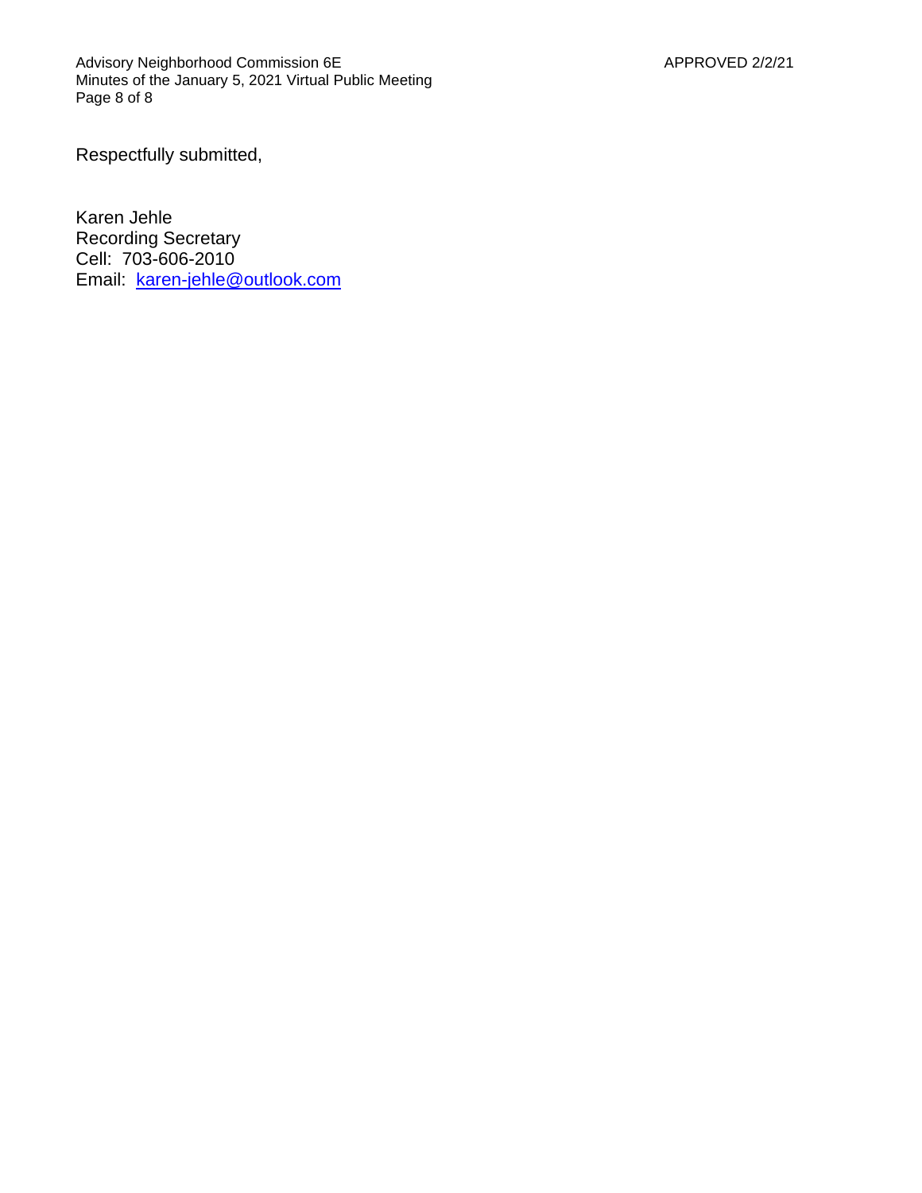Respectfully submitted,

Karen Jehle
Recording Secretary
Cell: 703-606-2010
Email: [karen-jehle@outlook.com](mailto:karen-jehle@outlook.com)